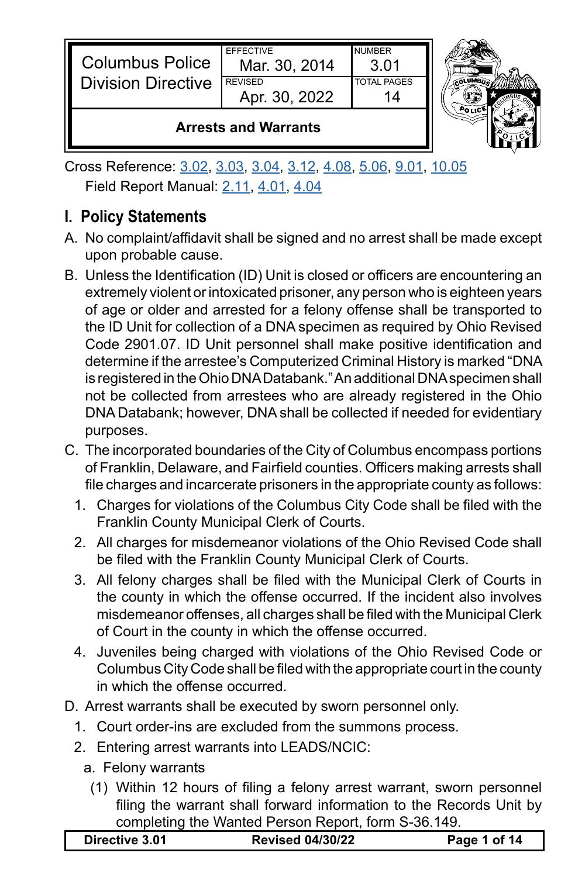| Columbus Police Division Directive | EFFECTIVE Mar. 30, 2014 | NUMBER 3.01 |
| --- | --- | --- |
| | REVISED Apr. 30, 2022 | TOTAL PAGES 14 |
| **Arrests and Warrants** | | |

Cross Reference: 3.02, 3.03, 3.04, 3.12, 4.08, 5.06, 9.01, 10.05
Field Report Manual: 2.11, 4.01, 4.04

## I. Policy Statements

A. No complaint/affidavit shall be signed and no arrest shall be made except upon probable cause.

B. Unless the Identification (ID) Unit is closed or officers are encountering an extremely violent or intoxicated prisoner, any person who is eighteen years of age or older and arrested for a felony offense shall be transported to the ID Unit for collection of a DNA specimen as required by Ohio Revised Code 2901.07. ID Unit personnel shall make positive identification and determine if the arrestee's Computerized Criminal History is marked "DNA is registered in the Ohio DNA Databank." An additional DNA specimen shall not be collected from arrestees who are already registered in the Ohio DNA Databank; however, DNA shall be collected if needed for evidentiary purposes.

C. The incorporated boundaries of the City of Columbus encompass portions of Franklin, Delaware, and Fairfield counties. Officers making arrests shall file charges and incarcerate prisoners in the appropriate county as follows:

1. Charges for violations of the Columbus City Code shall be filed with the Franklin County Municipal Clerk of Courts.
2. All charges for misdemeanor violations of the Ohio Revised Code shall be filed with the Franklin County Municipal Clerk of Courts.
3. All felony charges shall be filed with the Municipal Clerk of Courts in the county in which the offense occurred. If the incident also involves misdemeanor offenses, all charges shall be filed with the Municipal Clerk of Court in the county in which the offense occurred.
4. Juveniles being charged with violations of the Ohio Revised Code or Columbus City Code shall be filed with the appropriate court in the county in which the offense occurred.

D. Arrest warrants shall be executed by sworn personnel only.

1. Court order-ins are excluded from the summons process.
2. Entering arrest warrants into LEADS/NCIC:
   a. Felony warrants
      (1) Within 12 hours of filing a felony arrest warrant, sworn personnel filing the warrant shall forward information to the Records Unit by completing the Wanted Person Report, form S-36.149.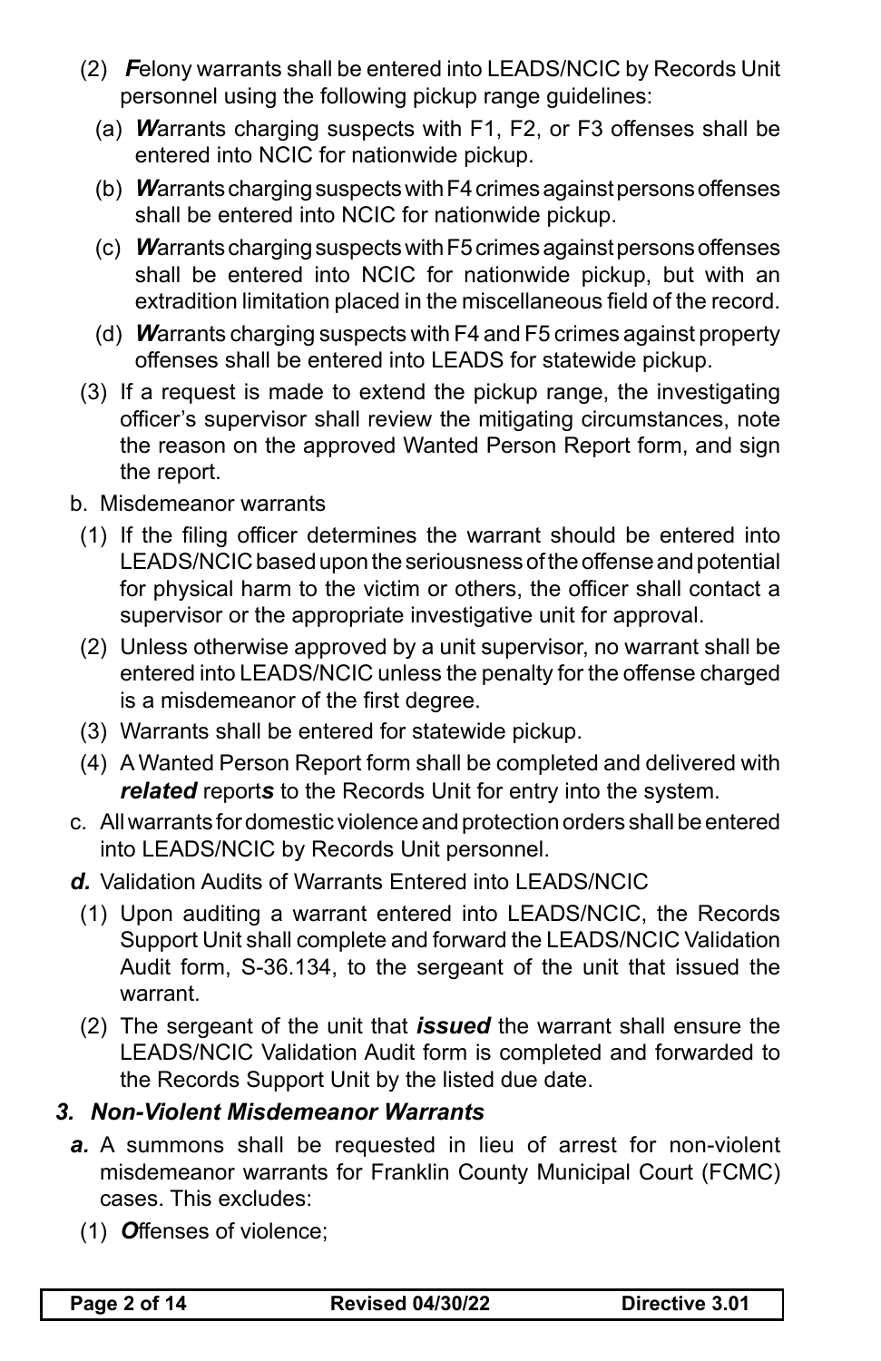(2) ***F***elony warrants shall be entered into LEADS/NCIC by Records Unit personnel using the following pickup range guidelines:

   (a) ***W***arrants charging suspects with F1, F2, or F3 offenses shall be entered into NCIC for nationwide pickup.

   (b) ***W***arrants charging suspects with F4 crimes against persons offenses shall be entered into NCIC for nationwide pickup.

   (c) ***W***arrants charging suspects with F5 crimes against persons offenses shall be entered into NCIC for nationwide pickup, but with an extradition limitation placed in the miscellaneous field of the record.

   (d) ***W***arrants charging suspects with F4 and F5 crimes against property offenses shall be entered into LEADS for statewide pickup.

(3) If a request is made to extend the pickup range, the investigating officer's supervisor shall review the mitigating circumstances, note the reason on the approved Wanted Person Report form, and sign the report.

b. Misdemeanor warrants

(1) If the filing officer determines the warrant should be entered into LEADS/NCIC based upon the seriousness of the offense and potential for physical harm to the victim or others, the officer shall contact a supervisor or the appropriate investigative unit for approval.

(2) Unless otherwise approved by a unit supervisor, no warrant shall be entered into LEADS/NCIC unless the penalty for the offense charged is a misdemeanor of the first degree.

(3) Warrants shall be entered for statewide pickup.

(4) A Wanted Person Report form shall be completed and delivered with ***related*** report***s*** to the Records Unit for entry into the system.

c. All warrants for domestic violence and protection orders shall be entered into LEADS/NCIC by Records Unit personnel.

***d.*** Validation Audits of Warrants Entered into LEADS/NCIC

(1) Upon auditing a warrant entered into LEADS/NCIC, the Records Support Unit shall complete and forward the LEADS/NCIC Validation Audit form, S-36.134, to the sergeant of the unit that issued the warrant.

(2) The sergeant of the unit that ***issued*** the warrant shall ensure the LEADS/NCIC Validation Audit form is completed and forwarded to the Records Support Unit by the listed due date.

### *3. Non-Violent Misdemeanor Warrants*

***a.*** A summons shall be requested in lieu of arrest for non-violent misdemeanor warrants for Franklin County Municipal Court (FCMC) cases. This excludes:

(1) ***O***ffenses of violence;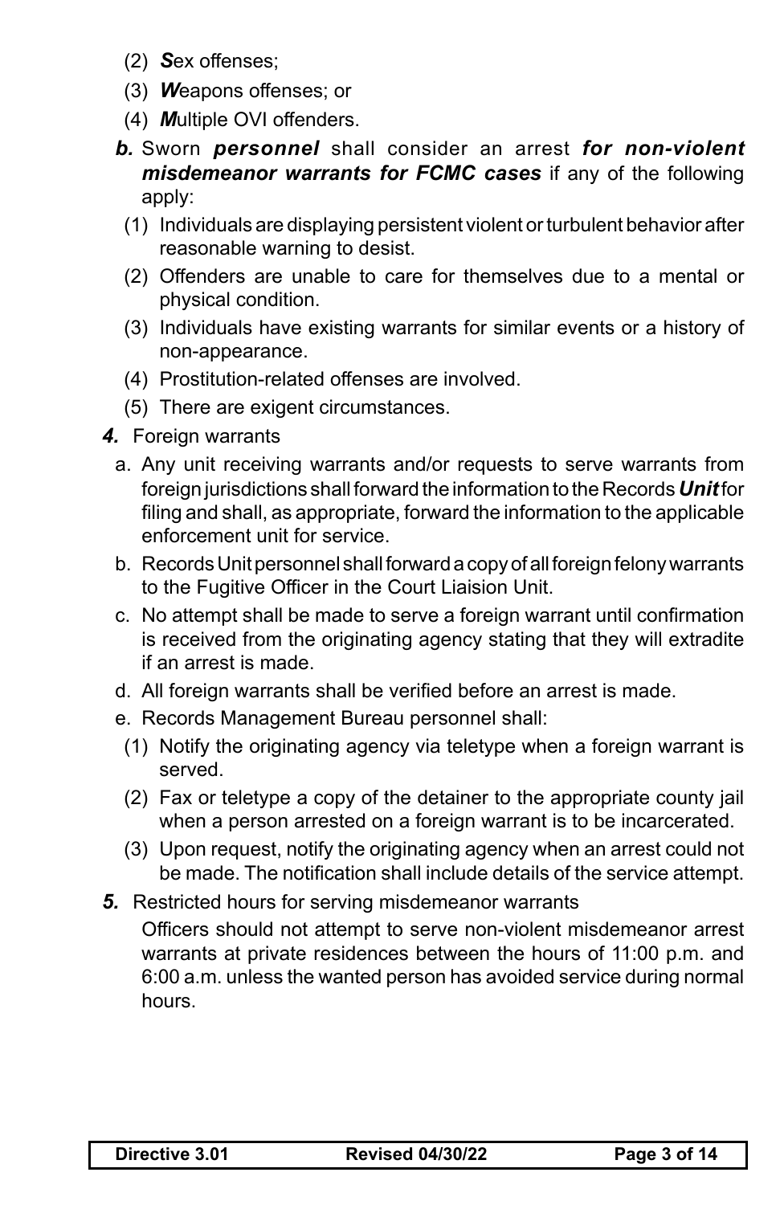(2) ***S***ex offenses;

(3) ***W***eapons offenses; or

(4) ***M***ultiple OVI offenders.

***b.*** Sworn ***personnel*** shall consider an arrest ***for non-violent misdemeanor warrants for FCMC cases*** if any of the following apply:

(1) Individuals are displaying persistent violent or turbulent behavior after reasonable warning to desist.

(2) Offenders are unable to care for themselves due to a mental or physical condition.

(3) Individuals have existing warrants for similar events or a history of non-appearance.

(4) Prostitution-related offenses are involved.

(5) There are exigent circumstances.

***4.*** Foreign warrants

a. Any unit receiving warrants and/or requests to serve warrants from foreign jurisdictions shall forward the information to the Records ***Unit*** for filing and shall, as appropriate, forward the information to the applicable enforcement unit for service.

b. Records Unit personnel shall forward a copy of all foreign felony warrants to the Fugitive Officer in the Court Liaision Unit.

c. No attempt shall be made to serve a foreign warrant until confirmation is received from the originating agency stating that they will extradite if an arrest is made.

d. All foreign warrants shall be verified before an arrest is made.

e. Records Management Bureau personnel shall:

(1) Notify the originating agency via teletype when a foreign warrant is served.

(2) Fax or teletype a copy of the detainer to the appropriate county jail when a person arrested on a foreign warrant is to be incarcerated.

(3) Upon request, notify the originating agency when an arrest could not be made. The notification shall include details of the service attempt.

***5.*** Restricted hours for serving misdemeanor warrants

Officers should not attempt to serve non-violent misdemeanor arrest warrants at private residences between the hours of 11:00 p.m. and 6:00 a.m. unless the wanted person has avoided service during normal hours.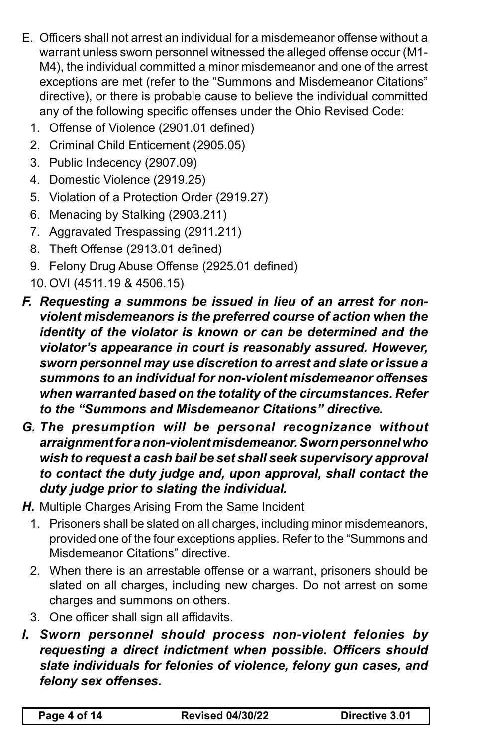E. Officers shall not arrest an individual for a misdemeanor offense without a warrant unless sworn personnel witnessed the alleged offense occur (M1-M4), the individual committed a minor misdemeanor and one of the arrest exceptions are met (refer to the "Summons and Misdemeanor Citations" directive), or there is probable cause to believe the individual committed any of the following specific offenses under the Ohio Revised Code:
   1. Offense of Violence (2901.01 defined)
   2. Criminal Child Enticement (2905.05)
   3. Public Indecency (2907.09)
   4. Domestic Violence (2919.25)
   5. Violation of a Protection Order (2919.27)
   6. Menacing by Stalking (2903.211)
   7. Aggravated Trespassing (2911.211)
   8. Theft Offense (2913.01 defined)
   9. Felony Drug Abuse Offense (2925.01 defined)
   10. OVI (4511.19 & 4506.15)

***F. Requesting a summons be issued in lieu of an arrest for non-violent misdemeanors is the preferred course of action when the identity of the violator is known or can be determined and the violator's appearance in court is reasonably assured. However, sworn personnel may use discretion to arrest and slate or issue a summons to an individual for non-violent misdemeanor offenses when warranted based on the totality of the circumstances. Refer to the "Summons and Misdemeanor Citations" directive.***

***G. The presumption will be personal recognizance without arraignment for a non-violent misdemeanor. Sworn personnel who wish to request a cash bail be set shall seek supervisory approval to contact the duty judge and, upon approval, shall contact the duty judge prior to slating the individual.***

***H.*** Multiple Charges Arising From the Same Incident
   1. Prisoners shall be slated on all charges, including minor misdemeanors, provided one of the four exceptions applies. Refer to the "Summons and Misdemeanor Citations" directive.
   2. When there is an arrestable offense or a warrant, prisoners should be slated on all charges, including new charges. Do not arrest on some charges and summons on others.
   3. One officer shall sign all affidavits.

***I. Sworn personnel should process non-violent felonies by requesting a direct indictment when possible. Officers should slate individuals for felonies of violence, felony gun cases, and felony sex offenses.***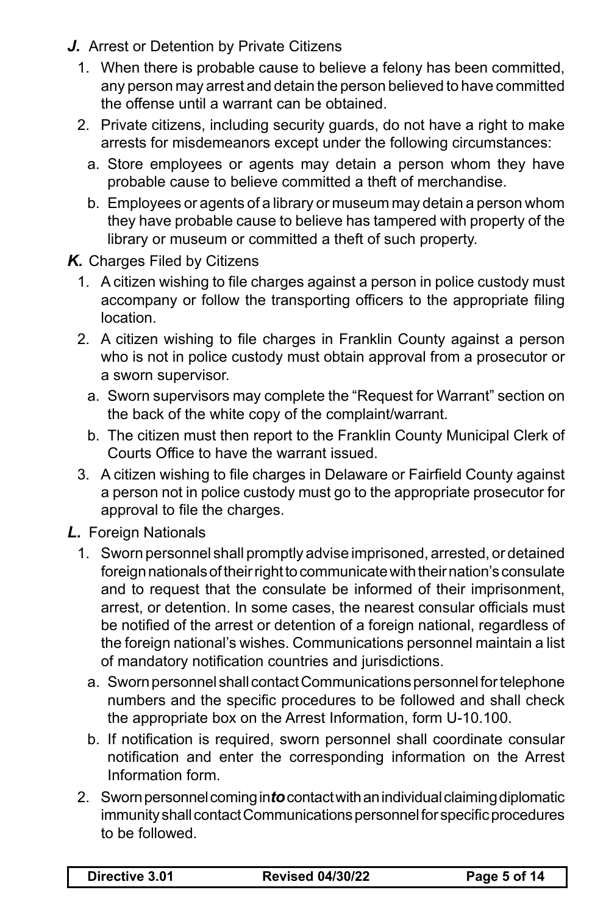***J.*** Arrest or Detention by Private Citizens

1. When there is probable cause to believe a felony has been committed, any person may arrest and detain the person believed to have committed the offense until a warrant can be obtained.
2. Private citizens, including security guards, do not have a right to make arrests for misdemeanors except under the following circumstances:
   a. Store employees or agents may detain a person whom they have probable cause to believe committed a theft of merchandise.
   b. Employees or agents of a library or museum may detain a person whom they have probable cause to believe has tampered with property of the library or museum or committed a theft of such property.

***K.*** Charges Filed by Citizens

1. A citizen wishing to file charges against a person in police custody must accompany or follow the transporting officers to the appropriate filing location.
2. A citizen wishing to file charges in Franklin County against a person who is not in police custody must obtain approval from a prosecutor or a sworn supervisor.
   a. Sworn supervisors may complete the "Request for Warrant" section on the back of the white copy of the complaint/warrant.
   b. The citizen must then report to the Franklin County Municipal Clerk of Courts Office to have the warrant issued.
3. A citizen wishing to file charges in Delaware or Fairfield County against a person not in police custody must go to the appropriate prosecutor for approval to file the charges.

***L.*** Foreign Nationals

1. Sworn personnel shall promptly advise imprisoned, arrested, or detained foreign nationals of their right to communicate with their nation's consulate and to request that the consulate be informed of their imprisonment, arrest, or detention. In some cases, the nearest consular officials must be notified of the arrest or detention of a foreign national, regardless of the foreign national's wishes. Communications personnel maintain a list of mandatory notification countries and jurisdictions.
   a. Sworn personnel shall contact Communications personnel for telephone numbers and the specific procedures to be followed and shall check the appropriate box on the Arrest Information, form U-10.100.
   b. If notification is required, sworn personnel shall coordinate consular notification and enter the corresponding information on the Arrest Information form.
2. Sworn personnel coming in***to*** contact with an individual claiming diplomatic immunity shall contact Communications personnel for specific procedures to be followed.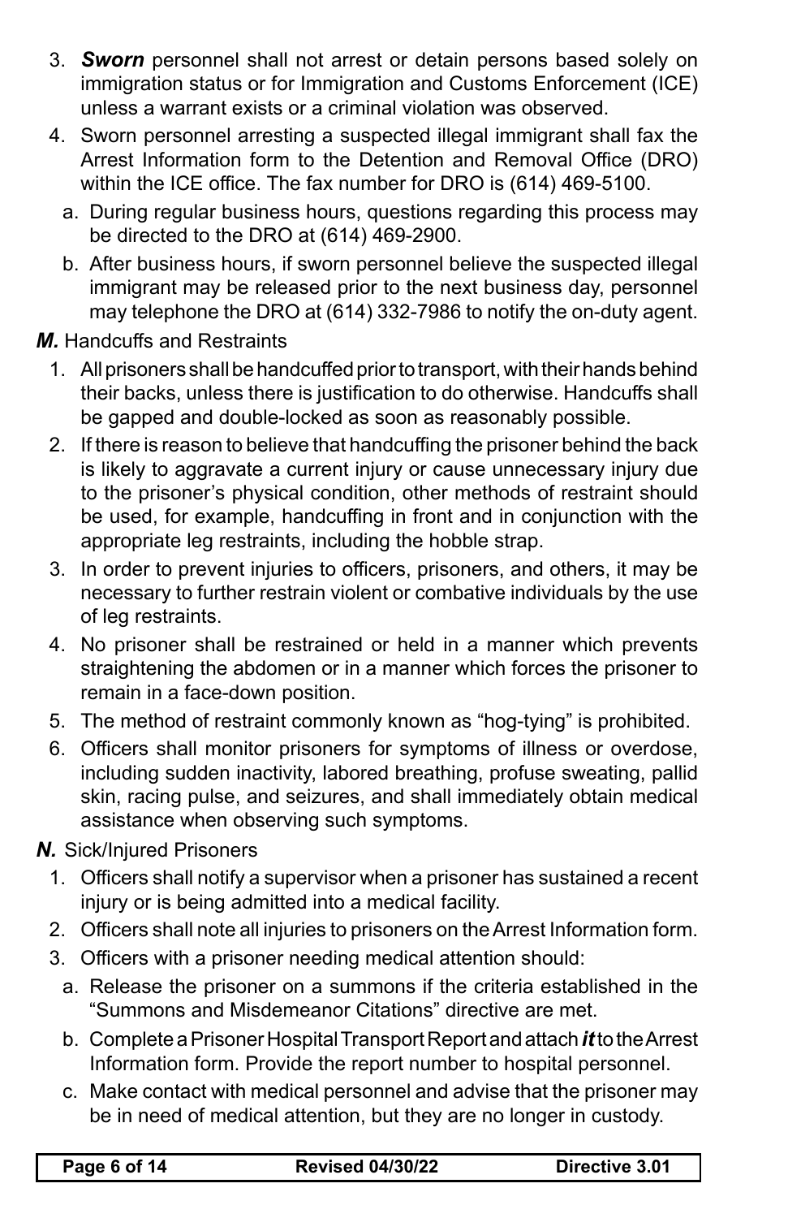3. ***Sworn*** personnel shall not arrest or detain persons based solely on immigration status or for Immigration and Customs Enforcement (ICE) unless a warrant exists or a criminal violation was observed.
4. Sworn personnel arresting a suspected illegal immigrant shall fax the Arrest Information form to the Detention and Removal Office (DRO) within the ICE office. The fax number for DRO is (614) 469-5100.
   a. During regular business hours, questions regarding this process may be directed to the DRO at (614) 469-2900.
   b. After business hours, if sworn personnel believe the suspected illegal immigrant may be released prior to the next business day, personnel may telephone the DRO at (614) 332-7986 to notify the on-duty agent.

***M.*** Handcuffs and Restraints

1. All prisoners shall be handcuffed prior to transport, with their hands behind their backs, unless there is justification to do otherwise. Handcuffs shall be gapped and double-locked as soon as reasonably possible.
2. If there is reason to believe that handcuffing the prisoner behind the back is likely to aggravate a current injury or cause unnecessary injury due to the prisoner's physical condition, other methods of restraint should be used, for example, handcuffing in front and in conjunction with the appropriate leg restraints, including the hobble strap.
3. In order to prevent injuries to officers, prisoners, and others, it may be necessary to further restrain violent or combative individuals by the use of leg restraints.
4. No prisoner shall be restrained or held in a manner which prevents straightening the abdomen or in a manner which forces the prisoner to remain in a face-down position.
5. The method of restraint commonly known as "hog-tying" is prohibited.
6. Officers shall monitor prisoners for symptoms of illness or overdose, including sudden inactivity, labored breathing, profuse sweating, pallid skin, racing pulse, and seizures, and shall immediately obtain medical assistance when observing such symptoms.

***N.*** Sick/Injured Prisoners

1. Officers shall notify a supervisor when a prisoner has sustained a recent injury or is being admitted into a medical facility.
2. Officers shall note all injuries to prisoners on the Arrest Information form.
3. Officers with a prisoner needing medical attention should:
   a. Release the prisoner on a summons if the criteria established in the "Summons and Misdemeanor Citations" directive are met.
   b. Complete a Prisoner Hospital Transport Report and attach ***it*** to the Arrest Information form. Provide the report number to hospital personnel.
   c. Make contact with medical personnel and advise that the prisoner may be in need of medical attention, but they are no longer in custody.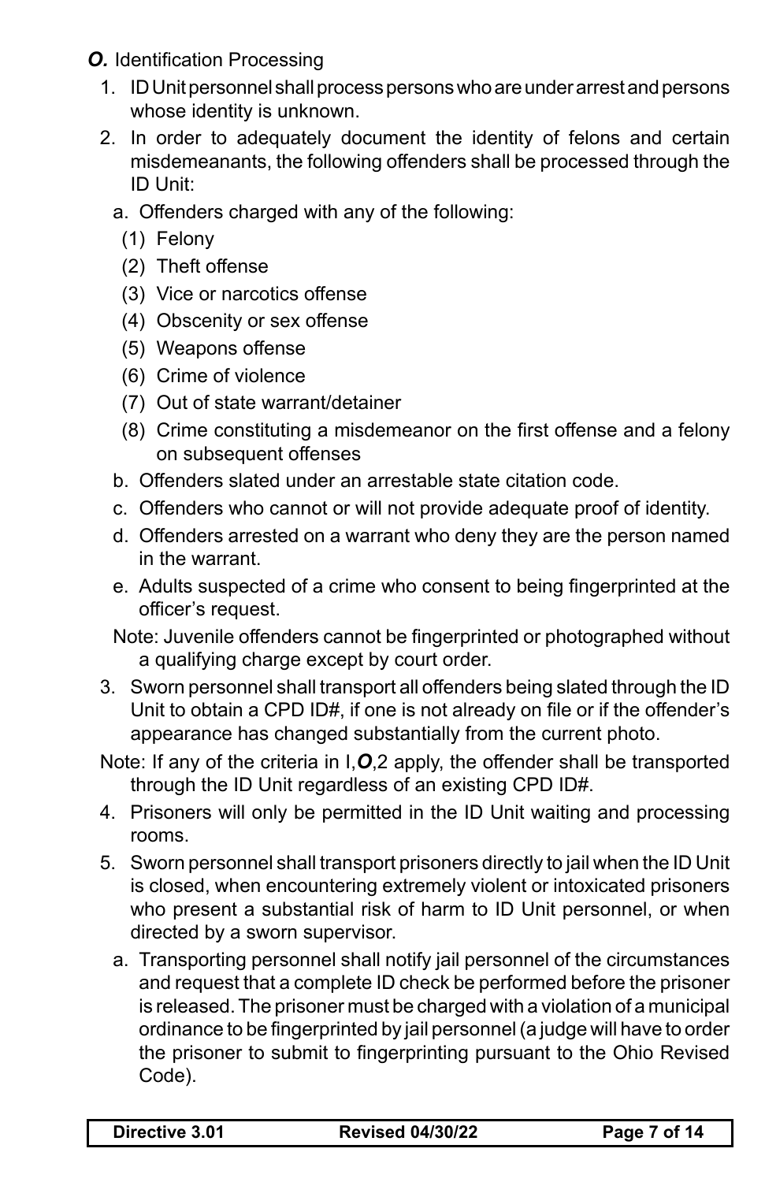***O.*** Identification Processing

1. ID Unit personnel shall process persons who are under arrest and persons whose identity is unknown.
2. In order to adequately document the identity of felons and certain misdemeanants, the following offenders shall be processed through the ID Unit:
   a. Offenders charged with any of the following:
      (1) Felony
      (2) Theft offense
      (3) Vice or narcotics offense
      (4) Obscenity or sex offense
      (5) Weapons offense
      (6) Crime of violence
      (7) Out of state warrant/detainer
      (8) Crime constituting a misdemeanor on the first offense and a felony on subsequent offenses
   b. Offenders slated under an arrestable state citation code.
   c. Offenders who cannot or will not provide adequate proof of identity.
   d. Offenders arrested on a warrant who deny they are the person named in the warrant.
   e. Adults suspected of a crime who consent to being fingerprinted at the officer's request.

   Note: Juvenile offenders cannot be fingerprinted or photographed without a qualifying charge except by court order.
3. Sworn personnel shall transport all offenders being slated through the ID Unit to obtain a CPD ID#, if one is not already on file or if the offender's appearance has changed substantially from the current photo.

   Note: If any of the criteria in I,***O***,2 apply, the offender shall be transported through the ID Unit regardless of an existing CPD ID#.
4. Prisoners will only be permitted in the ID Unit waiting and processing rooms.
5. Sworn personnel shall transport prisoners directly to jail when the ID Unit is closed, when encountering extremely violent or intoxicated prisoners who present a substantial risk of harm to ID Unit personnel, or when directed by a sworn supervisor.
   a. Transporting personnel shall notify jail personnel of the circumstances and request that a complete ID check be performed before the prisoner is released. The prisoner must be charged with a violation of a municipal ordinance to be fingerprinted by jail personnel (a judge will have to order the prisoner to submit to fingerprinting pursuant to the Ohio Revised Code).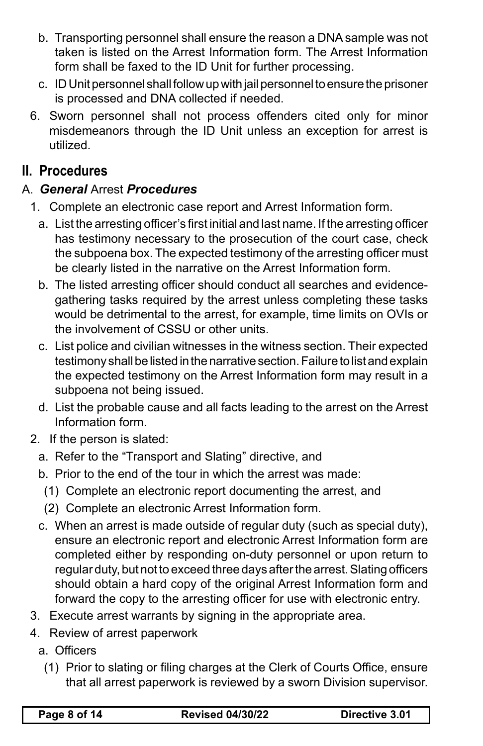b. Transporting personnel shall ensure the reason a DNA sample was not taken is listed on the Arrest Information form. The Arrest Information form shall be faxed to the ID Unit for further processing.

   c. ID Unit personnel shall follow up with jail personnel to ensure the prisoner is processed and DNA collected if needed.

6. Sworn personnel shall not process offenders cited only for minor misdemeanors through the ID Unit unless an exception for arrest is utilized.

## II. Procedures

### A. ***General*** Arrest ***Procedures***

1. Complete an electronic case report and Arrest Information form.
   a. List the arresting officer's first initial and last name. If the arresting officer has testimony necessary to the prosecution of the court case, check the subpoena box. The expected testimony of the arresting officer must be clearly listed in the narrative on the Arrest Information form.
   b. The listed arresting officer should conduct all searches and evidence-gathering tasks required by the arrest unless completing these tasks would be detrimental to the arrest, for example, time limits on OVIs or the involvement of CSSU or other units.
   c. List police and civilian witnesses in the witness section. Their expected testimony shall be listed in the narrative section. Failure to list and explain the expected testimony on the Arrest Information form may result in a subpoena not being issued.
   d. List the probable cause and all facts leading to the arrest on the Arrest Information form.
2. If the person is slated:
   a. Refer to the "Transport and Slating" directive, and
   b. Prior to the end of the tour in which the arrest was made:
      (1) Complete an electronic report documenting the arrest, and
      (2) Complete an electronic Arrest Information form.
   c. When an arrest is made outside of regular duty (such as special duty), ensure an electronic report and electronic Arrest Information form are completed either by responding on-duty personnel or upon return to regular duty, but not to exceed three days after the arrest. Slating officers should obtain a hard copy of the original Arrest Information form and forward the copy to the arresting officer for use with electronic entry.
3. Execute arrest warrants by signing in the appropriate area.
4. Review of arrest paperwork
   a. Officers
      (1) Prior to slating or filing charges at the Clerk of Courts Office, ensure that all arrest paperwork is reviewed by a sworn Division supervisor.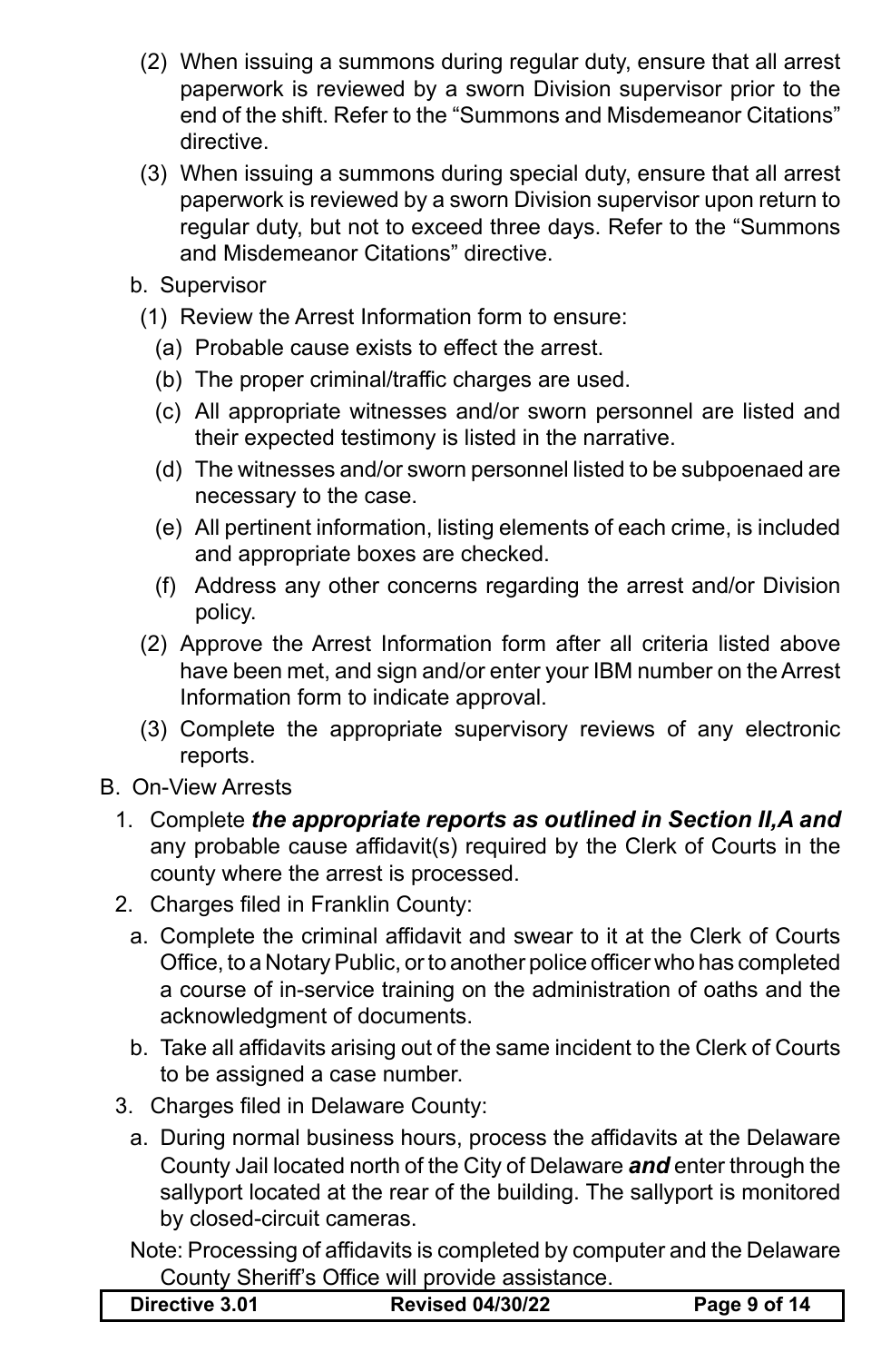(2) When issuing a summons during regular duty, ensure that all arrest paperwork is reviewed by a sworn Division supervisor prior to the end of the shift. Refer to the “Summons and Misdemeanor Citations” directive.

(3) When issuing a summons during special duty, ensure that all arrest paperwork is reviewed by a sworn Division supervisor upon return to regular duty, but not to exceed three days. Refer to the “Summons and Misdemeanor Citations” directive.

b. Supervisor

(1) Review the Arrest Information form to ensure:

(a) Probable cause exists to effect the arrest.

(b) The proper criminal/traffic charges are used.

(c) All appropriate witnesses and/or sworn personnel are listed and their expected testimony is listed in the narrative.

(d) The witnesses and/or sworn personnel listed to be subpoenaed are necessary to the case.

(e) All pertinent information, listing elements of each crime, is included and appropriate boxes are checked.

(f) Address any other concerns regarding the arrest and/or Division policy.

(2) Approve the Arrest Information form after all criteria listed above have been met, and sign and/or enter your IBM number on the Arrest Information form to indicate approval.

(3) Complete the appropriate supervisory reviews of any electronic reports.

B. On-View Arrests

1. Complete ***the appropriate reports as outlined in Section II,A and*** any probable cause affidavit(s) required by the Clerk of Courts in the county where the arrest is processed.

2. Charges filed in Franklin County:

a. Complete the criminal affidavit and swear to it at the Clerk of Courts Office, to a Notary Public, or to another police officer who has completed a course of in-service training on the administration of oaths and the acknowledgment of documents.

b. Take all affidavits arising out of the same incident to the Clerk of Courts to be assigned a case number.

3. Charges filed in Delaware County:

a. During normal business hours, process the affidavits at the Delaware County Jail located north of the City of Delaware ***and*** enter through the sallyport located at the rear of the building. The sallyport is monitored by closed-circuit cameras.

Note: Processing of affidavits is completed by computer and the Delaware County Sheriff’s Office will provide assistance.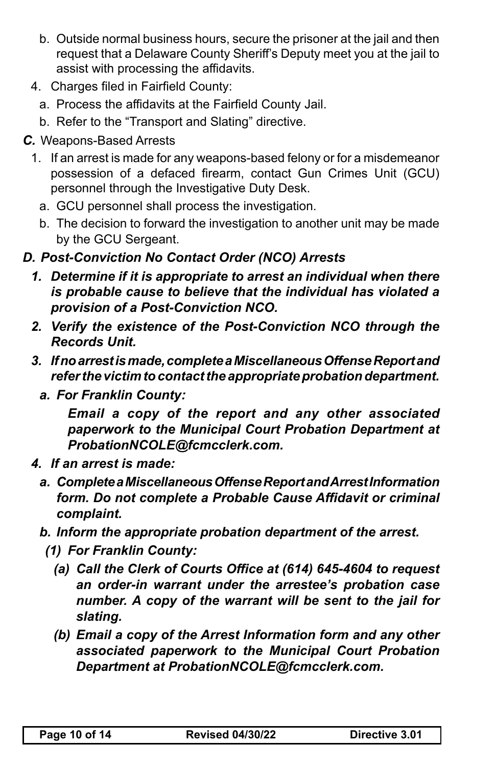b. Outside normal business hours, secure the prisoner at the jail and then request that a Delaware County Sheriff's Deputy meet you at the jail to assist with processing the affidavits.

4. Charges filed in Fairfield County:

   a. Process the affidavits at the Fairfield County Jail.

   b. Refer to the "Transport and Slating" directive.

***C.*** Weapons-Based Arrests

1. If an arrest is made for any weapons-based felony or for a misdemeanor possession of a defaced firearm, contact Gun Crimes Unit (GCU) personnel through the Investigative Duty Desk.

   a. GCU personnel shall process the investigation.

   b. The decision to forward the investigation to another unit may be made by the GCU Sergeant.

***D. Post-Conviction No Contact Order (NCO) Arrests***

***1. Determine if it is appropriate to arrest an individual when there is probable cause to believe that the individual has violated a provision of a Post-Conviction NCO.***

***2. Verify the existence of the Post-Conviction NCO through the Records Unit.***

***3. If no arrest is made, complete a Miscellaneous Offense Report and refer the victim to contact the appropriate probation department.***

***a. For Franklin County:***

***Email a copy of the report and any other associated paperwork to the Municipal Court Probation Department at ProbationNCOLE@fcmcclerk.com.***

***4. If an arrest is made:***

***a. Complete a Miscellaneous Offense Report and Arrest Information form. Do not complete a Probable Cause Affidavit or criminal complaint.***

***b. Inform the appropriate probation department of the arrest.***

***(1) For Franklin County:***

***(a) Call the Clerk of Courts Office at (614) 645-4604 to request an order-in warrant under the arrestee's probation case number. A copy of the warrant will be sent to the jail for slating.***

***(b) Email a copy of the Arrest Information form and any other associated paperwork to the Municipal Court Probation Department at ProbationNCOLE@fcmcclerk.com.***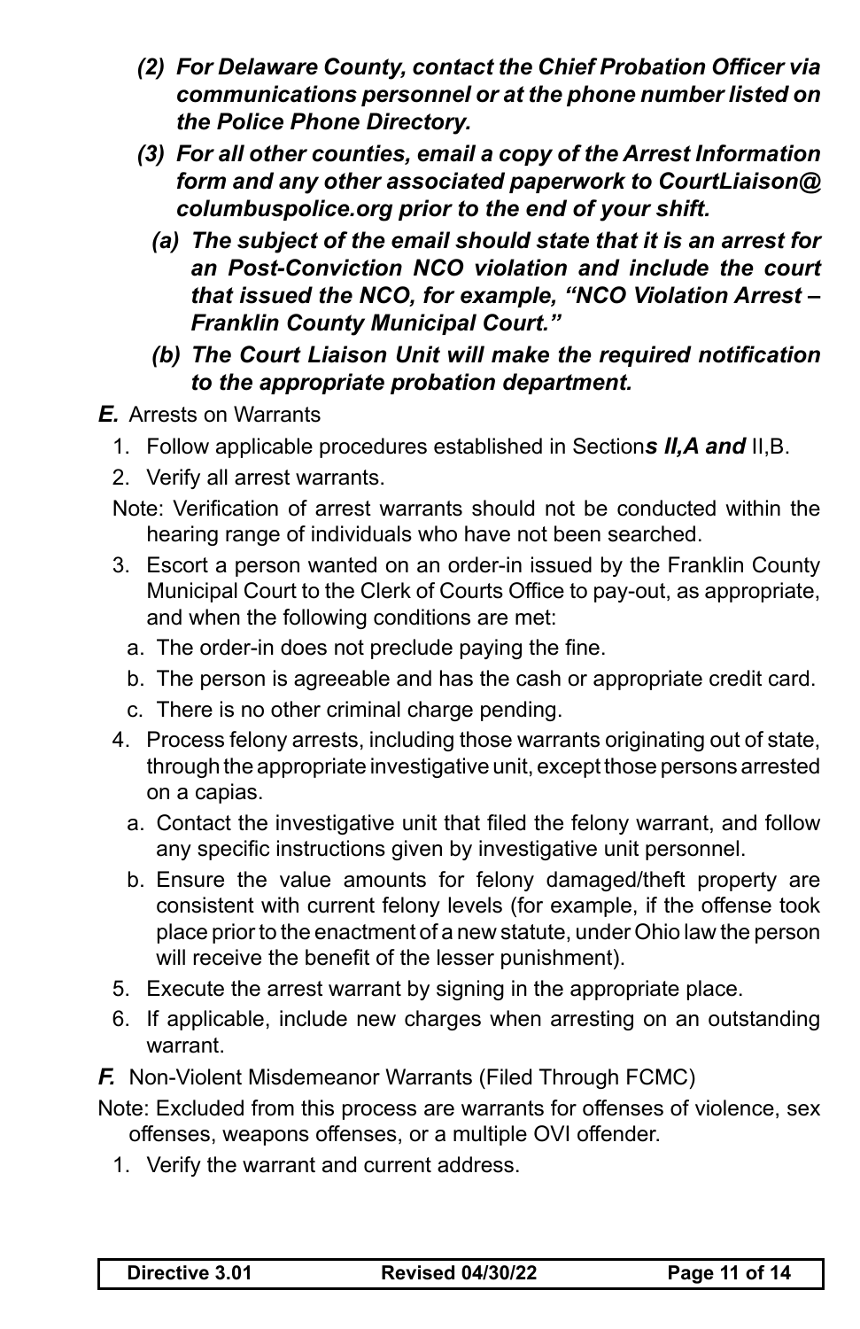*(2) For Delaware County, contact the Chief Probation Officer via communications personnel or at the phone number listed on the Police Phone Directory.*

*(3) For all other counties, email a copy of the Arrest Information form and any other associated paperwork to CourtLiaison@columbuspolice.org prior to the end of your shift.*

*(a) The subject of the email should state that it is an arrest for an Post-Conviction NCO violation and include the court that issued the NCO, for example, "NCO Violation Arrest – Franklin County Municipal Court."*

*(b) The Court Liaison Unit will make the required notification to the appropriate probation department.*

***E.*** Arrests on Warrants

1. Follow applicable procedures established in Section***s II,A and*** II,B.
2. Verify all arrest warrants.

Note: Verification of arrest warrants should not be conducted within the hearing range of individuals who have not been searched.

3. Escort a person wanted on an order-in issued by the Franklin County Municipal Court to the Clerk of Courts Office to pay-out, as appropriate, and when the following conditions are met:
   a. The order-in does not preclude paying the fine.
   b. The person is agreeable and has the cash or appropriate credit card.
   c. There is no other criminal charge pending.
4. Process felony arrests, including those warrants originating out of state, through the appropriate investigative unit, except those persons arrested on a capias.
   a. Contact the investigative unit that filed the felony warrant, and follow any specific instructions given by investigative unit personnel.
   b. Ensure the value amounts for felony damaged/theft property are consistent with current felony levels (for example, if the offense took place prior to the enactment of a new statute, under Ohio law the person will receive the benefit of the lesser punishment).
5. Execute the arrest warrant by signing in the appropriate place.
6. If applicable, include new charges when arresting on an outstanding warrant.

***F.*** Non-Violent Misdemeanor Warrants (Filed Through FCMC)

Note: Excluded from this process are warrants for offenses of violence, sex offenses, weapons offenses, or a multiple OVI offender.

1. Verify the warrant and current address.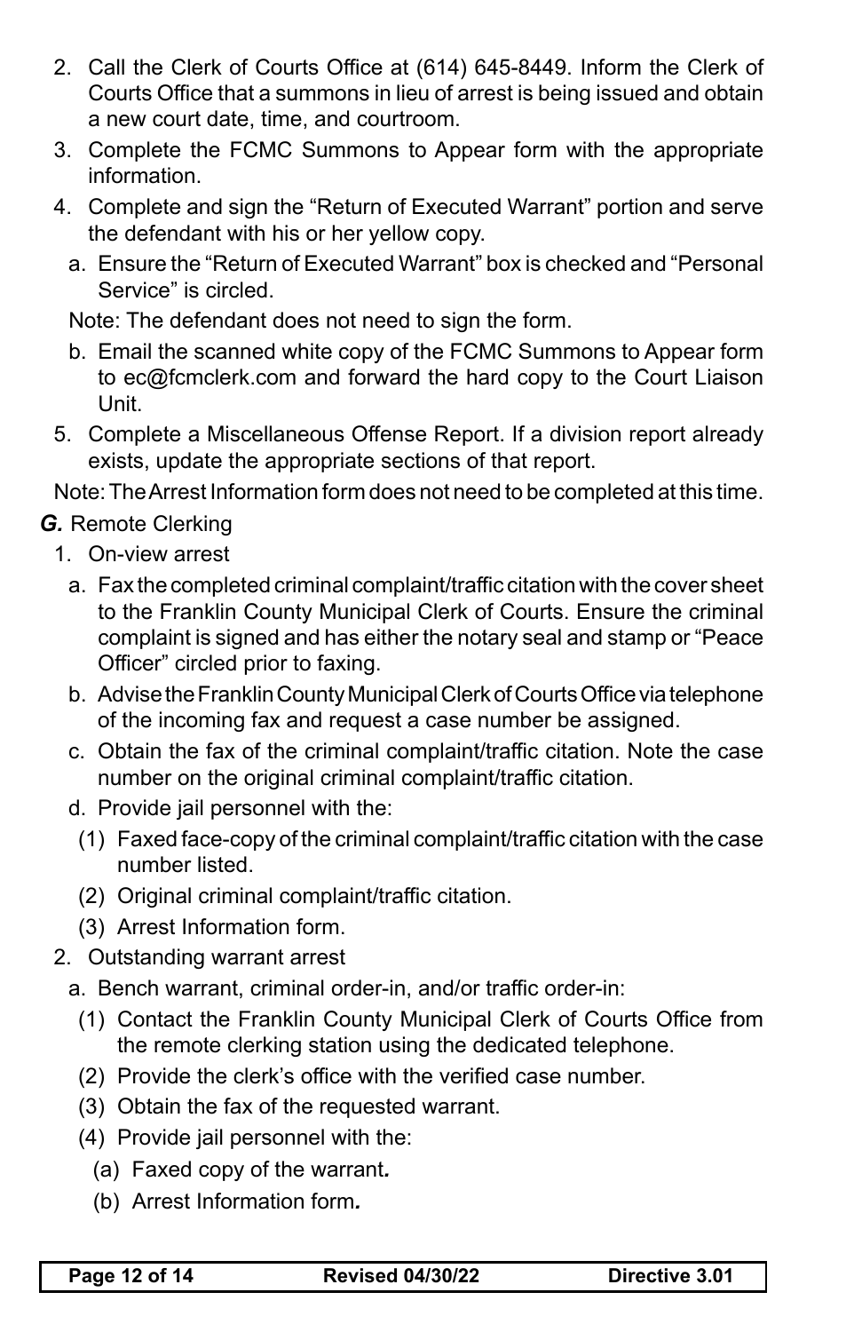2. Call the Clerk of Courts Office at (614) 645-8449. Inform the Clerk of Courts Office that a summons in lieu of arrest is being issued and obtain a new court date, time, and courtroom.
3. Complete the FCMC Summons to Appear form with the appropriate information.
4. Complete and sign the "Return of Executed Warrant" portion and serve the defendant with his or her yellow copy.
   a. Ensure the "Return of Executed Warrant" box is checked and "Personal Service" is circled.

   Note: The defendant does not need to sign the form.

   b. Email the scanned white copy of the FCMC Summons to Appear form to ec@fcmclerk.com and forward the hard copy to the Court Liaison Unit.
5. Complete a Miscellaneous Offense Report. If a division report already exists, update the appropriate sections of that report.

Note: The Arrest Information form does not need to be completed at this time.

***G.*** Remote Clerking

1. On-view arrest
   a. Fax the completed criminal complaint/traffic citation with the cover sheet to the Franklin County Municipal Clerk of Courts. Ensure the criminal complaint is signed and has either the notary seal and stamp or "Peace Officer" circled prior to faxing.
   b. Advise the Franklin County Municipal Clerk of Courts Office via telephone of the incoming fax and request a case number be assigned.
   c. Obtain the fax of the criminal complaint/traffic citation. Note the case number on the original criminal complaint/traffic citation.
   d. Provide jail personnel with the:
      (1) Faxed face-copy of the criminal complaint/traffic citation with the case number listed.
      (2) Original criminal complaint/traffic citation.
      (3) Arrest Information form.
2. Outstanding warrant arrest
   a. Bench warrant, criminal order-in, and/or traffic order-in:
      (1) Contact the Franklin County Municipal Clerk of Courts Office from the remote clerking station using the dedicated telephone.
      (2) Provide the clerk's office with the verified case number.
      (3) Obtain the fax of the requested warrant.
      (4) Provide jail personnel with the:
         (a) Faxed copy of the warrant.
         (b) Arrest Information form.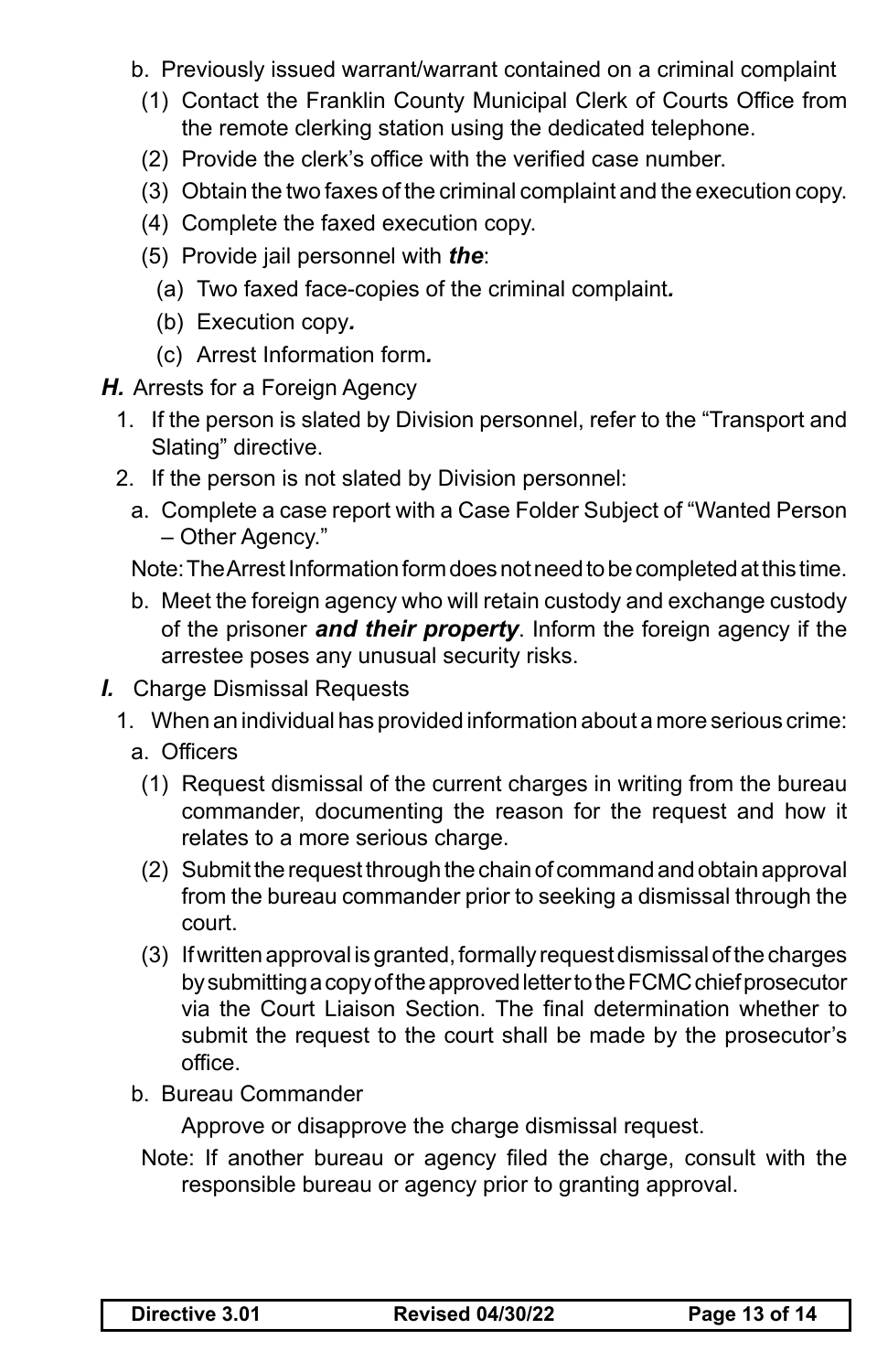b. Previously issued warrant/warrant contained on a criminal complaint

(1) Contact the Franklin County Municipal Clerk of Courts Office from the remote clerking station using the dedicated telephone.

(2) Provide the clerk's office with the verified case number.

(3) Obtain the two faxes of the criminal complaint and the execution copy.

(4) Complete the faxed execution copy.

(5) Provide jail personnel with ***the***:

(a) Two faxed face-copies of the criminal complaint***.***

(b) Execution copy***.***

(c) Arrest Information form***.***

***H.*** Arrests for a Foreign Agency

1. If the person is slated by Division personnel, refer to the "Transport and Slating" directive.

2. If the person is not slated by Division personnel:

a. Complete a case report with a Case Folder Subject of "Wanted Person – Other Agency."

Note: The Arrest Information form does not need to be completed at this time.

b. Meet the foreign agency who will retain custody and exchange custody of the prisoner ***and their property***. Inform the foreign agency if the arrestee poses any unusual security risks.

***I.*** Charge Dismissal Requests

1. When an individual has provided information about a more serious crime:

a. Officers

(1) Request dismissal of the current charges in writing from the bureau commander, documenting the reason for the request and how it relates to a more serious charge.

(2) Submit the request through the chain of command and obtain approval from the bureau commander prior to seeking a dismissal through the court.

(3) If written approval is granted, formally request dismissal of the charges by submitting a copy of the approved letter to the FCMC chief prosecutor via the Court Liaison Section. The final determination whether to submit the request to the court shall be made by the prosecutor's office.

b. Bureau Commander

Approve or disapprove the charge dismissal request.

Note: If another bureau or agency filed the charge, consult with the responsible bureau or agency prior to granting approval.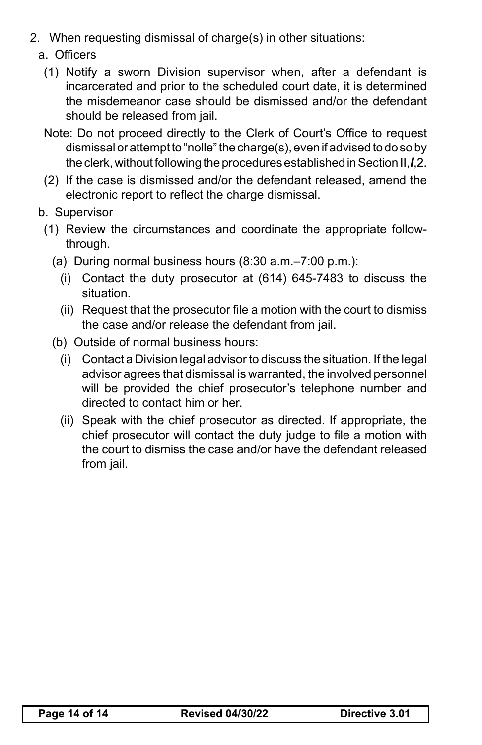2. When requesting dismissal of charge(s) in other situations:

   a. Officers

      (1) Notify a sworn Division supervisor when, after a defendant is incarcerated and prior to the scheduled court date, it is determined the misdemeanor case should be dismissed and/or the defendant should be released from jail.

      Note: Do not proceed directly to the Clerk of Court's Office to request dismissal or attempt to "nolle" the charge(s), even if advised to do so by the clerk, without following the procedures established in Section II,***I***,2.

      (2) If the case is dismissed and/or the defendant released, amend the electronic report to reflect the charge dismissal.

   b. Supervisor

      (1) Review the circumstances and coordinate the appropriate follow-through.

         (a) During normal business hours (8:30 a.m.–7:00 p.m.):

            (i) Contact the duty prosecutor at (614) 645-7483 to discuss the situation.

            (ii) Request that the prosecutor file a motion with the court to dismiss the case and/or release the defendant from jail.

         (b) Outside of normal business hours:

            (i) Contact a Division legal advisor to discuss the situation. If the legal advisor agrees that dismissal is warranted, the involved personnel will be provided the chief prosecutor's telephone number and directed to contact him or her.

            (ii) Speak with the chief prosecutor as directed. If appropriate, the chief prosecutor will contact the duty judge to file a motion with the court to dismiss the case and/or have the defendant released from jail.